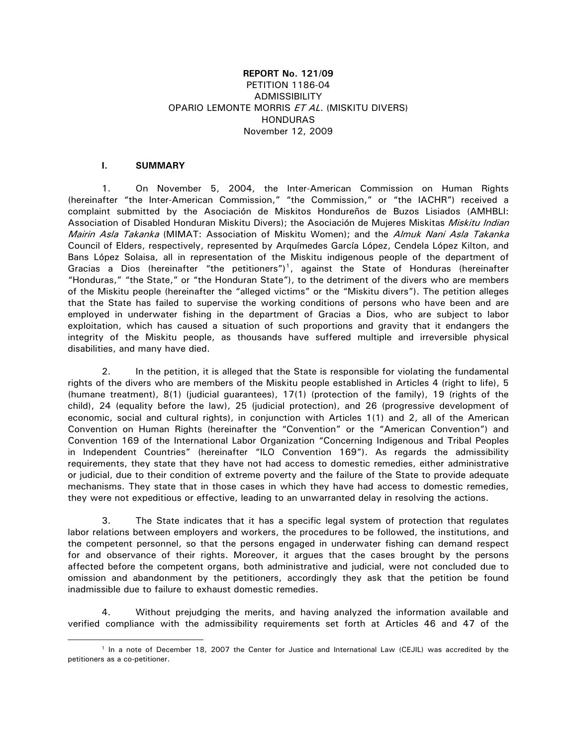**REPORT No. 121/09**
PETITION 1186-04
ADMISSIBILITY
OPARIO LEMONTE MORRIS *ET AL*. (MISKITU DIVERS)
HONDURAS
November 12, 2009

## I. SUMMARY

1. On November 5, 2004, the Inter-American Commission on Human Rights (hereinafter "the Inter-American Commission," "the Commission," or "the IACHR") received a complaint submitted by the Asociación de Miskitos Hondureños de Buzos Lisiados (AMHBLI: Association of Disabled Honduran Miskitu Divers); the Asociación de Mujeres Miskitas *Miskitu Indian Mairin Asla Takanka* (MIMAT: Association of Miskitu Women); and the *Almuk Nani Asla Takanka* Council of Elders, respectively, represented by Arquímedes García López, Cendela López Kilton, and Bans López Solaisa, all in representation of the Miskitu indigenous people of the department of Gracias a Dios (hereinafter "the petitioners")[1], against the State of Honduras (hereinafter "Honduras," "the State," or "the Honduran State"), to the detriment of the divers who are members of the Miskitu people (hereinafter the "alleged victims" or the "Miskitu divers"). The petition alleges that the State has failed to supervise the working conditions of persons who have been and are employed in underwater fishing in the department of Gracias a Dios, who are subject to labor exploitation, which has caused a situation of such proportions and gravity that it endangers the integrity of the Miskitu people, as thousands have suffered multiple and irreversible physical disabilities, and many have died.

2. In the petition, it is alleged that the State is responsible for violating the fundamental rights of the divers who are members of the Miskitu people established in Articles 4 (right to life), 5 (humane treatment), 8(1) (judicial guarantees), 17(1) (protection of the family), 19 (rights of the child), 24 (equality before the law), 25 (judicial protection), and 26 (progressive development of economic, social and cultural rights), in conjunction with Articles 1(1) and 2, all of the American Convention on Human Rights (hereinafter the "Convention" or the "American Convention") and Convention 169 of the International Labor Organization "Concerning Indigenous and Tribal Peoples in Independent Countries" (hereinafter "ILO Convention 169"). As regards the admissibility requirements, they state that they have not had access to domestic remedies, either administrative or judicial, due to their condition of extreme poverty and the failure of the State to provide adequate mechanisms. They state that in those cases in which they have had access to domestic remedies, they were not expeditious or effective, leading to an unwarranted delay in resolving the actions.

3. The State indicates that it has a specific legal system of protection that regulates labor relations between employers and workers, the procedures to be followed, the institutions, and the competent personnel, so that the persons engaged in underwater fishing can demand respect for and observance of their rights. Moreover, it argues that the cases brought by the persons affected before the competent organs, both administrative and judicial, were not concluded due to omission and abandonment by the petitioners, accordingly they ask that the petition be found inadmissible due to failure to exhaust domestic remedies.

4. Without prejudging the merits, and having analyzed the information available and verified compliance with the admissibility requirements set forth at Articles 46 and 47 of the

---

[1] In a note of December 18, 2007 the Center for Justice and International Law (CEJIL) was accredited by the petitioners as a co-petitioner.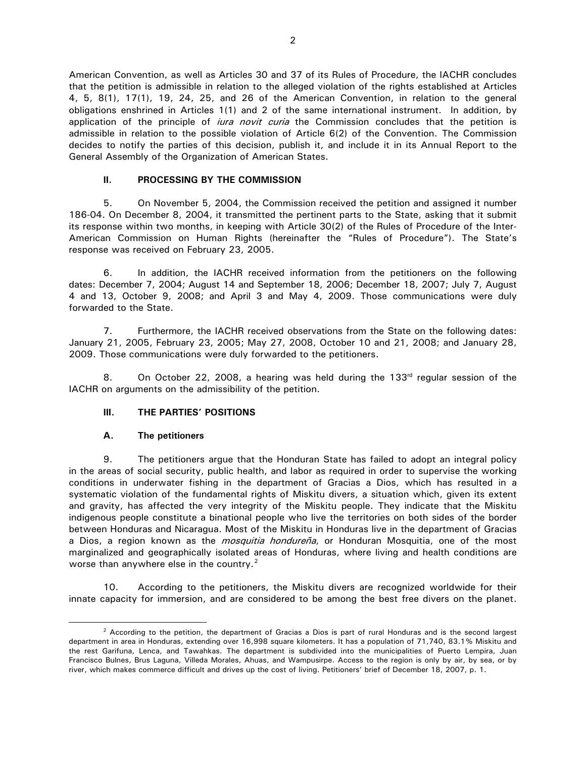American Convention, as well as Articles 30 and 37 of its Rules of Procedure, the IACHR concludes that the petition is admissible in relation to the alleged violation of the rights established at Articles 4, 5, 8(1), 17(1), 19, 24, 25, and 26 of the American Convention, in relation to the general obligations enshrined in Articles 1(1) and 2 of the same international instrument. In addition, by application of the principle of *iura novit curia* the Commission concludes that the petition is admissible in relation to the possible violation of Article 6(2) of the Convention. The Commission decides to notify the parties of this decision, publish it, and include it in its Annual Report to the General Assembly of the Organization of American States.

## II. PROCESSING BY THE COMMISSION

5. On November 5, 2004, the Commission received the petition and assigned it number 186-04. On December 8, 2004, it transmitted the pertinent parts to the State, asking that it submit its response within two months, in keeping with Article 30(2) of the Rules of Procedure of the Inter-American Commission on Human Rights (hereinafter the "Rules of Procedure"). The State's response was received on February 23, 2005.

6. In addition, the IACHR received information from the petitioners on the following dates: December 7, 2004; August 14 and September 18, 2006; December 18, 2007; July 7, August 4 and 13, October 9, 2008; and April 3 and May 4, 2009. Those communications were duly forwarded to the State.

7. Furthermore, the IACHR received observations from the State on the following dates: January 21, 2005, February 23, 2005; May 27, 2008, October 10 and 21, 2008; and January 28, 2009. Those communications were duly forwarded to the petitioners.

8. On October 22, 2008, a hearing was held during the 133rd regular session of the IACHR on arguments on the admissibility of the petition.

## III. THE PARTIES' POSITIONS

### A. The petitioners

9. The petitioners argue that the Honduran State has failed to adopt an integral policy in the areas of social security, public health, and labor as required in order to supervise the working conditions in underwater fishing in the department of Gracias a Dios, which has resulted in a systematic violation of the fundamental rights of Miskitu divers, a situation which, given its extent and gravity, has affected the very integrity of the Miskitu people. They indicate that the Miskitu indigenous people constitute a binational people who live the territories on both sides of the border between Honduras and Nicaragua. Most of the Miskitu in Honduras live in the department of Gracias a Dios, a region known as the *mosquitia hondureña*, or Honduran Mosquitia, one of the most marginalized and geographically isolated areas of Honduras, where living and health conditions are worse than anywhere else in the country.[2]

10. According to the petitioners, the Miskitu divers are recognized worldwide for their innate capacity for immersion, and are considered to be among the best free divers on the planet.

[2] According to the petition, the department of Gracias a Dios is part of rural Honduras and is the second largest department in area in Honduras, extending over 16,998 square kilometers. It has a population of 71,740, 83.1% Miskitu and the rest Garifuna, Lenca, and Tawahkas. The department is subdivided into the municipalities of Puerto Lempira, Juan Francisco Bulnes, Brus Laguna, Villeda Morales, Ahuas, and Wampusirpe. Access to the region is only by air, by sea, or by river, which makes commerce difficult and drives up the cost of living. Petitioners' brief of December 18, 2007, p. 1.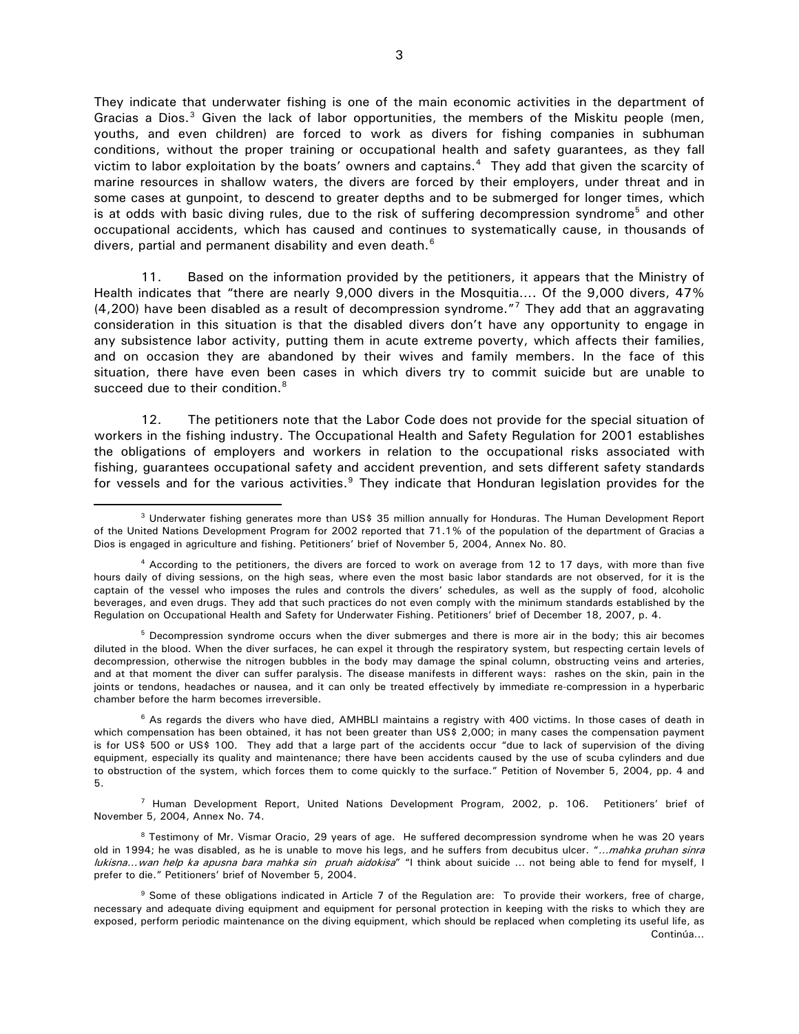They indicate that underwater fishing is one of the main economic activities in the department of Gracias a Dios.[3] Given the lack of labor opportunities, the members of the Miskitu people (men, youths, and even children) are forced to work as divers for fishing companies in subhuman conditions, without the proper training or occupational health and safety guarantees, as they fall victim to labor exploitation by the boats' owners and captains.[4] They add that given the scarcity of marine resources in shallow waters, the divers are forced by their employers, under threat and in some cases at gunpoint, to descend to greater depths and to be submerged for longer times, which is at odds with basic diving rules, due to the risk of suffering decompression syndrome[5] and other occupational accidents, which has caused and continues to systematically cause, in thousands of divers, partial and permanent disability and even death.[6]

11. Based on the information provided by the petitioners, it appears that the Ministry of Health indicates that "there are nearly 9,000 divers in the Mosquitia.... Of the 9,000 divers, 47% (4,200) have been disabled as a result of decompression syndrome."[7] They add that an aggravating consideration in this situation is that the disabled divers don't have any opportunity to engage in any subsistence labor activity, putting them in acute extreme poverty, which affects their families, and on occasion they are abandoned by their wives and family members. In the face of this situation, there have even been cases in which divers try to commit suicide but are unable to succeed due to their condition.[8]

12. The petitioners note that the Labor Code does not provide for the special situation of workers in the fishing industry. The Occupational Health and Safety Regulation for 2001 establishes the obligations of employers and workers in relation to the occupational risks associated with fishing, guarantees occupational safety and accident prevention, and sets different safety standards for vessels and for the various activities.[9] They indicate that Honduran legislation provides for the

---

[3] Underwater fishing generates more than US$ 35 million annually for Honduras. The Human Development Report of the United Nations Development Program for 2002 reported that 71.1% of the population of the department of Gracias a Dios is engaged in agriculture and fishing. Petitioners' brief of November 5, 2004, Annex No. 80.

[4] According to the petitioners, the divers are forced to work on average from 12 to 17 days, with more than five hours daily of diving sessions, on the high seas, where even the most basic labor standards are not observed, for it is the captain of the vessel who imposes the rules and controls the divers' schedules, as well as the supply of food, alcoholic beverages, and even drugs. They add that such practices do not even comply with the minimum standards established by the Regulation on Occupational Health and Safety for Underwater Fishing. Petitioners' brief of December 18, 2007, p. 4.

[5] Decompression syndrome occurs when the diver submerges and there is more air in the body; this air becomes diluted in the blood. When the diver surfaces, he can expel it through the respiratory system, but respecting certain levels of decompression, otherwise the nitrogen bubbles in the body may damage the spinal column, obstructing veins and arteries, and at that moment the diver can suffer paralysis. The disease manifests in different ways: rashes on the skin, pain in the joints or tendons, headaches or nausea, and it can only be treated effectively by immediate re-compression in a hyperbaric chamber before the harm becomes irreversible.

[6] As regards the divers who have died, AMHBLI maintains a registry with 400 victims. In those cases of death in which compensation has been obtained, it has not been greater than US$ 2,000; in many cases the compensation payment is for US$ 500 or US$ 100. They add that a large part of the accidents occur "due to lack of supervision of the diving equipment, especially its quality and maintenance; there have been accidents caused by the use of scuba cylinders and due to obstruction of the system, which forces them to come quickly to the surface." Petition of November 5, 2004, pp. 4 and 5.

[7] Human Development Report, United Nations Development Program, 2002, p. 106. Petitioners' brief of November 5, 2004, Annex No. 74.

[8] Testimony of Mr. Vismar Oracio, 29 years of age. He suffered decompression syndrome when he was 20 years old in 1994; he was disabled, as he is unable to move his legs, and he suffers from decubitus ulcer. "*...mahka pruhan sinra lukisna...wan help ka apusna bara mahka sin pruah aidokisa*" "I think about suicide ... not being able to fend for myself, I prefer to die." Petitioners' brief of November 5, 2004.

[9] Some of these obligations indicated in Article 7 of the Regulation are: To provide their workers, free of charge, necessary and adequate diving equipment and equipment for personal protection in keeping with the risks to which they are exposed, perform periodic maintenance on the diving equipment, which should be replaced when completing its useful life, as Continúa...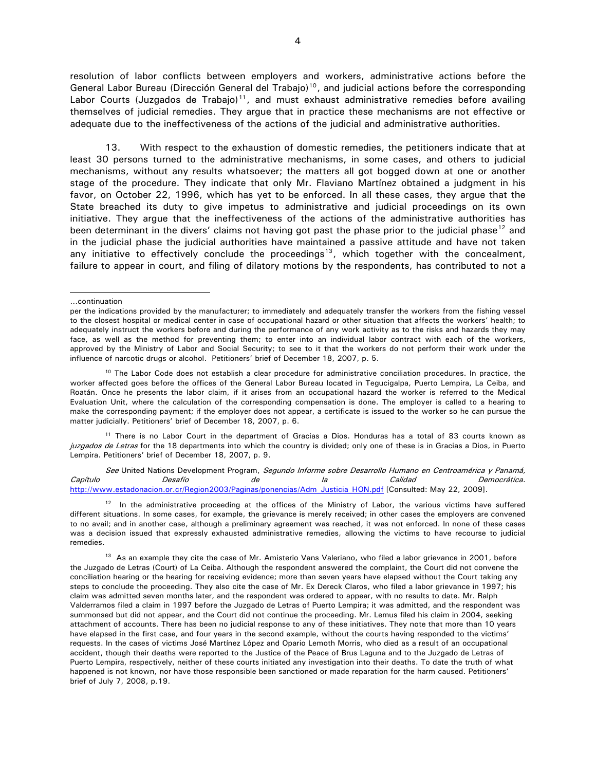resolution of labor conflicts between employers and workers, administrative actions before the General Labor Bureau (Dirección General del Trabajo)[10], and judicial actions before the corresponding Labor Courts (Juzgados de Trabajo)[11], and must exhaust administrative remedies before availing themselves of judicial remedies. They argue that in practice these mechanisms are not effective or adequate due to the ineffectiveness of the actions of the judicial and administrative authorities.

13. With respect to the exhaustion of domestic remedies, the petitioners indicate that at least 30 persons turned to the administrative mechanisms, in some cases, and others to judicial mechanisms, without any results whatsoever; the matters all got bogged down at one or another stage of the procedure. They indicate that only Mr. Flaviano Martínez obtained a judgment in his favor, on October 22, 1996, which has yet to be enforced. In all these cases, they argue that the State breached its duty to give impetus to administrative and judicial proceedings on its own initiative. They argue that the ineffectiveness of the actions of the administrative authorities has been determinant in the divers' claims not having got past the phase prior to the judicial phase[12] and in the judicial phase the judicial authorities have maintained a passive attitude and have not taken any initiative to effectively conclude the proceedings[13], which together with the concealment, failure to appear in court, and filing of dilatory motions by the respondents, has contributed to not a

---

...continuation

per the indications provided by the manufacturer; to immediately and adequately transfer the workers from the fishing vessel to the closest hospital or medical center in case of occupational hazard or other situation that affects the workers' health; to adequately instruct the workers before and during the performance of any work activity as to the risks and hazards they may face, as well as the method for preventing them; to enter into an individual labor contract with each of the workers, approved by the Ministry of Labor and Social Security; to see to it that the workers do not perform their work under the influence of narcotic drugs or alcohol. Petitioners' brief of December 18, 2007, p. 5.

[10] The Labor Code does not establish a clear procedure for administrative conciliation procedures. In practice, the worker affected goes before the offices of the General Labor Bureau located in Tegucigalpa, Puerto Lempira, La Ceiba, and Roatán. Once he presents the labor claim, if it arises from an occupational hazard the worker is referred to the Medical Evaluation Unit, where the calculation of the corresponding compensation is done. The employer is called to a hearing to make the corresponding payment; if the employer does not appear, a certificate is issued to the worker so he can pursue the matter judicially. Petitioners' brief of December 18, 2007, p. 6.

[11] There is no Labor Court in the department of Gracias a Dios. Honduras has a total of 83 courts known as *juzgados de Letras* for the 18 departments into which the country is divided; only one of these is in Gracias a Dios, in Puerto Lempira. Petitioners' brief of December 18, 2007, p. 9.

*See* United Nations Development Program, *Segundo Informe sobre Desarrollo Humano en Centroamérica y Panamá, Capítulo Desafío de la Calidad Democrática.* http://www.estadonacion.or.cr/Region2003/Paginas/ponencias/Adm_Justicia_HON.pdf [Consulted: May 22, 2009].

[12] In the administrative proceeding at the offices of the Ministry of Labor, the various victims have suffered different situations. In some cases, for example, the grievance is merely received; in other cases the employers are convened to no avail; and in another case, although a preliminary agreement was reached, it was not enforced. In none of these cases was a decision issued that expressly exhausted administrative remedies, allowing the victims to have recourse to judicial remedies.

[13] As an example they cite the case of Mr. Amisterio Vans Valeriano, who filed a labor grievance in 2001, before the Juzgado de Letras (Court) of La Ceiba. Although the respondent answered the complaint, the Court did not convene the conciliation hearing or the hearing for receiving evidence; more than seven years have elapsed without the Court taking any steps to conclude the proceeding. They also cite the case of Mr. Ex Dereck Claros, who filed a labor grievance in 1997; his claim was admitted seven months later, and the respondent was ordered to appear, with no results to date. Mr. Ralph Valderramos filed a claim in 1997 before the Juzgado de Letras of Puerto Lempira; it was admitted, and the respondent was summonsed but did not appear, and the Court did not continue the proceeding. Mr. Lemus filed his claim in 2004, seeking attachment of accounts. There has been no judicial response to any of these initiatives. They note that more than 10 years have elapsed in the first case, and four years in the second example, without the courts having responded to the victims' requests. In the cases of victims José Martínez López and Opario Lemoth Morris, who died as a result of an occupational accident, though their deaths were reported to the Justice of the Peace of Brus Laguna and to the Juzgado de Letras of Puerto Lempira, respectively, neither of these courts initiated any investigation into their deaths. To date the truth of what happened is not known, nor have those responsible been sanctioned or made reparation for the harm caused. Petitioners' brief of July 7, 2008, p.19.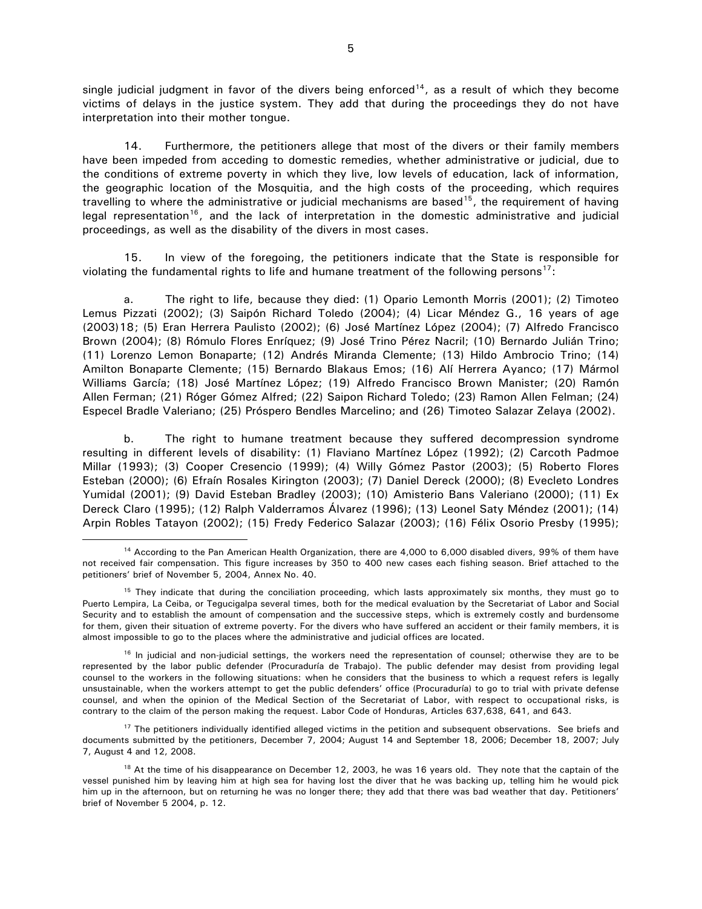single judicial judgment in favor of the divers being enforced[14], as a result of which they become victims of delays in the justice system. They add that during the proceedings they do not have interpretation into their mother tongue.

14. Furthermore, the petitioners allege that most of the divers or their family members have been impeded from acceding to domestic remedies, whether administrative or judicial, due to the conditions of extreme poverty in which they live, low levels of education, lack of information, the geographic location of the Mosquitia, and the high costs of the proceeding, which requires travelling to where the administrative or judicial mechanisms are based[15], the requirement of having legal representation[16], and the lack of interpretation in the domestic administrative and judicial proceedings, as well as the disability of the divers in most cases.

15. In view of the foregoing, the petitioners indicate that the State is responsible for violating the fundamental rights to life and humane treatment of the following persons[17]:

a. The right to life, because they died: (1) Opario Lemonth Morris (2001); (2) Timoteo Lemus Pizzati (2002); (3) Saipón Richard Toledo (2004); (4) Licar Méndez G., 16 years of age (2003)18; (5) Eran Herrera Paulisto (2002); (6) José Martínez López (2004); (7) Alfredo Francisco Brown (2004); (8) Rómulo Flores Enríquez; (9) José Trino Pérez Nacril; (10) Bernardo Julián Trino; (11) Lorenzo Lemon Bonaparte; (12) Andrés Miranda Clemente; (13) Hildo Ambrocio Trino; (14) Amilton Bonaparte Clemente; (15) Bernardo Blakaus Emos; (16) Alí Herrera Ayanco; (17) Mármol Williams García; (18) José Martínez López; (19) Alfredo Francisco Brown Manister; (20) Ramón Allen Ferman; (21) Róger Gómez Alfred; (22) Saipon Richard Toledo; (23) Ramon Allen Felman; (24) Especel Bradle Valeriano; (25) Próspero Bendles Marcelino; and (26) Timoteo Salazar Zelaya (2002).

b. The right to humane treatment because they suffered decompression syndrome resulting in different levels of disability: (1) Flaviano Martínez López (1992); (2) Carcoth Padmoe Millar (1993); (3) Cooper Cresencio (1999); (4) Willy Gómez Pastor (2003); (5) Roberto Flores Esteban (2000); (6) Efraín Rosales Kirington (2003); (7) Daniel Dereck (2000); (8) Evecleto Londres Yumidal (2001); (9) David Esteban Bradley (2003); (10) Amisterio Bans Valeriano (2000); (11) Ex Dereck Claro (1995); (12) Ralph Valderramos Álvarez (1996); (13) Leonel Saty Méndez (2001); (14) Arpin Robles Tatayon (2002); (15) Fredy Federico Salazar (2003); (16) Félix Osorio Presby (1995);

---

[14] According to the Pan American Health Organization, there are 4,000 to 6,000 disabled divers, 99% of them have not received fair compensation. This figure increases by 350 to 400 new cases each fishing season. Brief attached to the petitioners' brief of November 5, 2004, Annex No. 40.

[15] They indicate that during the conciliation proceeding, which lasts approximately six months, they must go to Puerto Lempira, La Ceiba, or Tegucigalpa several times, both for the medical evaluation by the Secretariat of Labor and Social Security and to establish the amount of compensation and the successive steps, which is extremely costly and burdensome for them, given their situation of extreme poverty. For the divers who have suffered an accident or their family members, it is almost impossible to go to the places where the administrative and judicial offices are located.

[16] In judicial and non-judicial settings, the workers need the representation of counsel; otherwise they are to be represented by the labor public defender (Procuraduría de Trabajo). The public defender may desist from providing legal counsel to the workers in the following situations: when he considers that the business to which a request refers is legally unsustainable, when the workers attempt to get the public defenders' office (Procuraduría) to go to trial with private defense counsel, and when the opinion of the Medical Section of the Secretariat of Labor, with respect to occupational risks, is contrary to the claim of the person making the request. Labor Code of Honduras, Articles 637,638, 641, and 643.

[17] The petitioners individually identified alleged victims in the petition and subsequent observations. See briefs and documents submitted by the petitioners, December 7, 2004; August 14 and September 18, 2006; December 18, 2007; July 7, August 4 and 12, 2008.

[18] At the time of his disappearance on December 12, 2003, he was 16 years old. They note that the captain of the vessel punished him by leaving him at high sea for having lost the diver that he was backing up, telling him he would pick him up in the afternoon, but on returning he was no longer there; they add that there was bad weather that day. Petitioners' brief of November 5 2004, p. 12.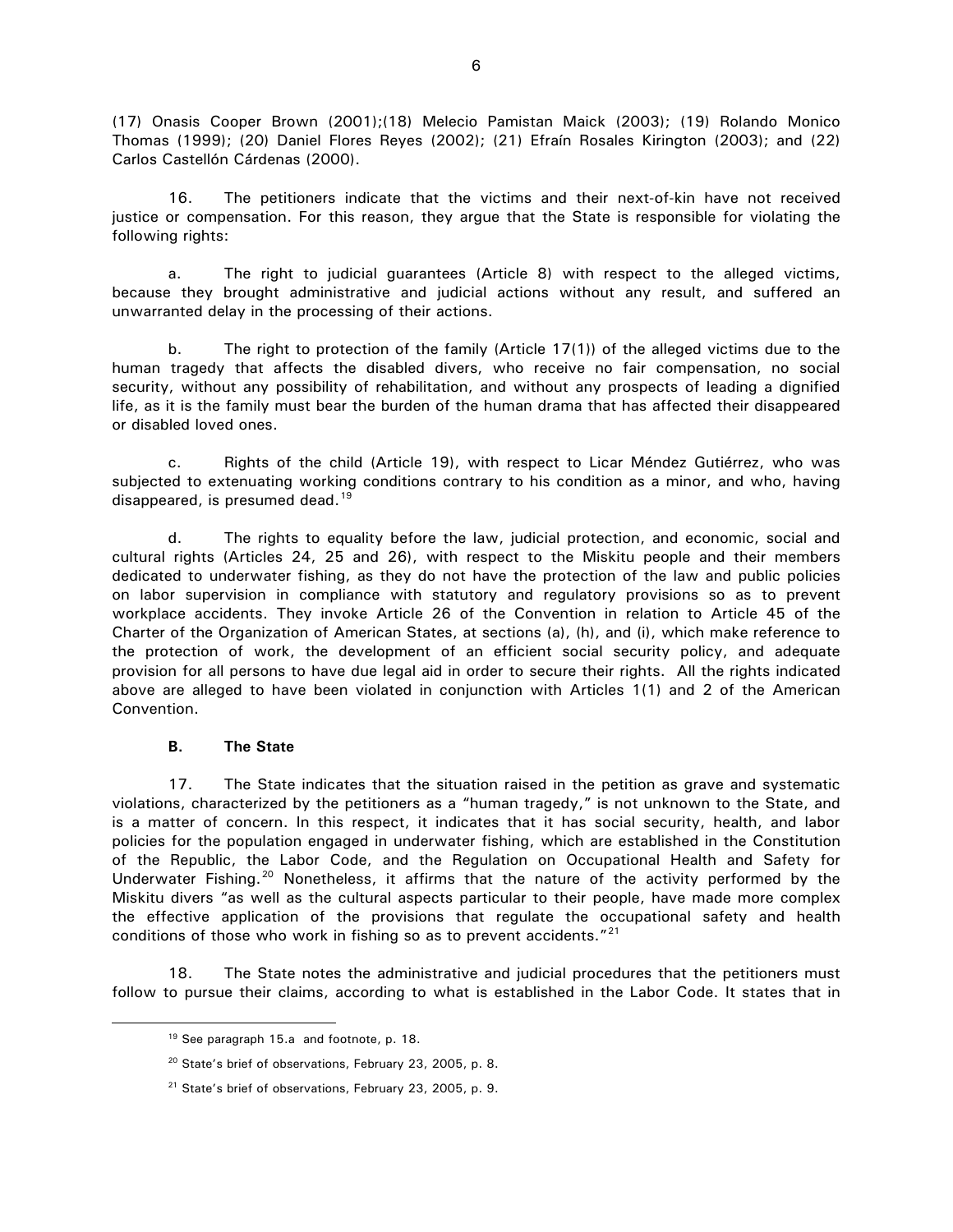(17) Onasis Cooper Brown (2001);(18) Melecio Pamistan Maick (2003); (19) Rolando Monico Thomas (1999); (20) Daniel Flores Reyes (2002); (21) Efraín Rosales Kirington (2003); and (22) Carlos Castellón Cárdenas (2000).

16. The petitioners indicate that the victims and their next-of-kin have not received justice or compensation. For this reason, they argue that the State is responsible for violating the following rights:

a. The right to judicial guarantees (Article 8) with respect to the alleged victims, because they brought administrative and judicial actions without any result, and suffered an unwarranted delay in the processing of their actions.

b. The right to protection of the family (Article 17(1)) of the alleged victims due to the human tragedy that affects the disabled divers, who receive no fair compensation, no social security, without any possibility of rehabilitation, and without any prospects of leading a dignified life, as it is the family must bear the burden of the human drama that has affected their disappeared or disabled loved ones.

c. Rights of the child (Article 19), with respect to Licar Méndez Gutiérrez, who was subjected to extenuating working conditions contrary to his condition as a minor, and who, having disappeared, is presumed dead.[19]

d. The rights to equality before the law, judicial protection, and economic, social and cultural rights (Articles 24, 25 and 26), with respect to the Miskitu people and their members dedicated to underwater fishing, as they do not have the protection of the law and public policies on labor supervision in compliance with statutory and regulatory provisions so as to prevent workplace accidents. They invoke Article 26 of the Convention in relation to Article 45 of the Charter of the Organization of American States, at sections (a), (h), and (i), which make reference to the protection of work, the development of an efficient social security policy, and adequate provision for all persons to have due legal aid in order to secure their rights. All the rights indicated above are alleged to have been violated in conjunction with Articles 1(1) and 2 of the American Convention.

### B. The State

17. The State indicates that the situation raised in the petition as grave and systematic violations, characterized by the petitioners as a "human tragedy," is not unknown to the State, and is a matter of concern. In this respect, it indicates that it has social security, health, and labor policies for the population engaged in underwater fishing, which are established in the Constitution of the Republic, the Labor Code, and the Regulation on Occupational Health and Safety for Underwater Fishing.[20] Nonetheless, it affirms that the nature of the activity performed by the Miskitu divers "as well as the cultural aspects particular to their people, have made more complex the effective application of the provisions that regulate the occupational safety and health conditions of those who work in fishing so as to prevent accidents."[21]

18. The State notes the administrative and judicial procedures that the petitioners must follow to pursue their claims, according to what is established in the Labor Code. It states that in

---

[19] See paragraph 15.a and footnote, p. 18.

[20] State's brief of observations, February 23, 2005, p. 8.

[21] State's brief of observations, February 23, 2005, p. 9.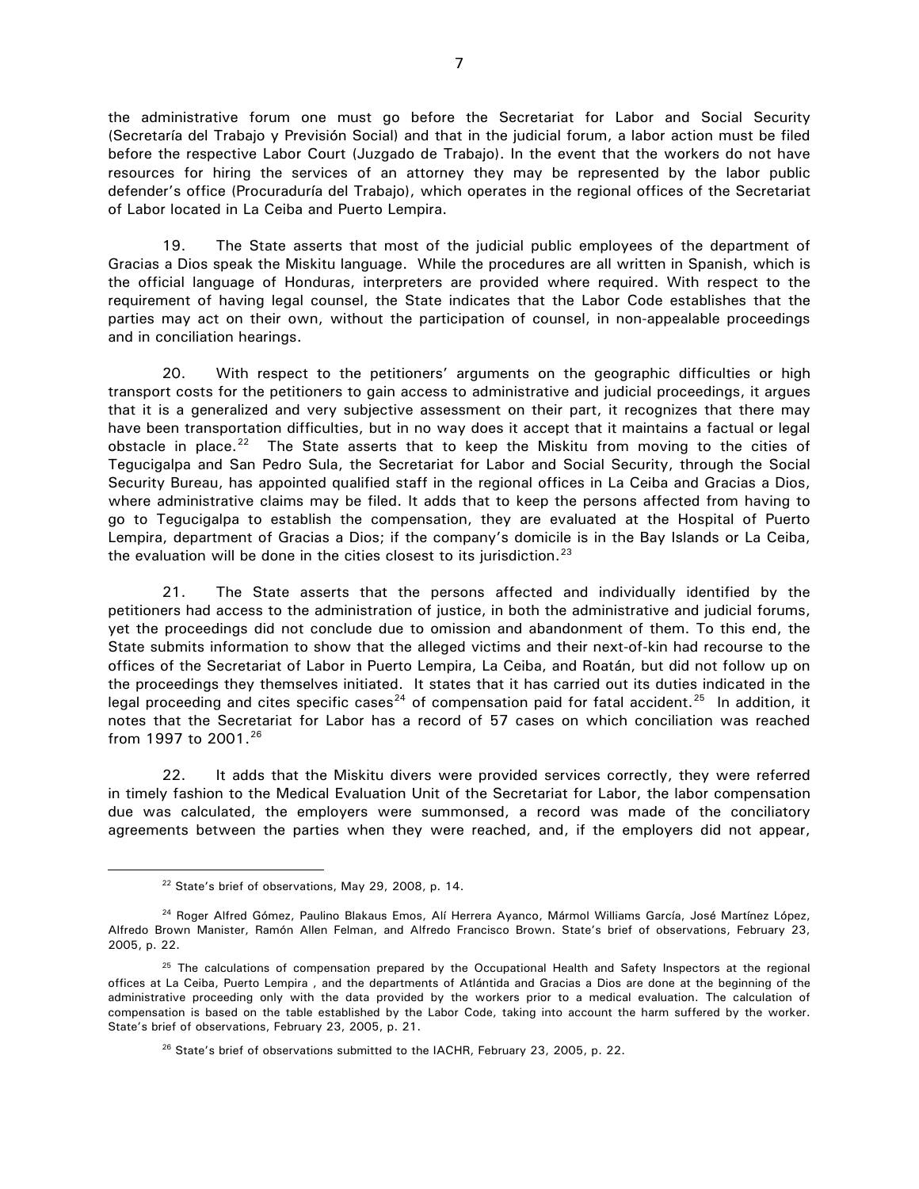the administrative forum one must go before the Secretariat for Labor and Social Security (Secretaría del Trabajo y Previsión Social) and that in the judicial forum, a labor action must be filed before the respective Labor Court (Juzgado de Trabajo). In the event that the workers do not have resources for hiring the services of an attorney they may be represented by the labor public defender's office (Procuraduría del Trabajo), which operates in the regional offices of the Secretariat of Labor located in La Ceiba and Puerto Lempira.

19. The State asserts that most of the judicial public employees of the department of Gracias a Dios speak the Miskitu language. While the procedures are all written in Spanish, which is the official language of Honduras, interpreters are provided where required. With respect to the requirement of having legal counsel, the State indicates that the Labor Code establishes that the parties may act on their own, without the participation of counsel, in non-appealable proceedings and in conciliation hearings.

20. With respect to the petitioners' arguments on the geographic difficulties or high transport costs for the petitioners to gain access to administrative and judicial proceedings, it argues that it is a generalized and very subjective assessment on their part, it recognizes that there may have been transportation difficulties, but in no way does it accept that it maintains a factual or legal obstacle in place.[22] The State asserts that to keep the Miskitu from moving to the cities of Tegucigalpa and San Pedro Sula, the Secretariat for Labor and Social Security, through the Social Security Bureau, has appointed qualified staff in the regional offices in La Ceiba and Gracias a Dios, where administrative claims may be filed. It adds that to keep the persons affected from having to go to Tegucigalpa to establish the compensation, they are evaluated at the Hospital of Puerto Lempira, department of Gracias a Dios; if the company's domicile is in the Bay Islands or La Ceiba, the evaluation will be done in the cities closest to its jurisdiction.[23]

21. The State asserts that the persons affected and individually identified by the petitioners had access to the administration of justice, in both the administrative and judicial forums, yet the proceedings did not conclude due to omission and abandonment of them. To this end, the State submits information to show that the alleged victims and their next-of-kin had recourse to the offices of the Secretariat of Labor in Puerto Lempira, La Ceiba, and Roatán, but did not follow up on the proceedings they themselves initiated. It states that it has carried out its duties indicated in the legal proceeding and cites specific cases[24] of compensation paid for fatal accident.[25] In addition, it notes that the Secretariat for Labor has a record of 57 cases on which conciliation was reached from 1997 to 2001.[26]

22. It adds that the Miskitu divers were provided services correctly, they were referred in timely fashion to the Medical Evaluation Unit of the Secretariat for Labor, the labor compensation due was calculated, the employers were summonsed, a record was made of the conciliatory agreements between the parties when they were reached, and, if the employers did not appear,

[22] State's brief of observations, May 29, 2008, p. 14.

[24] Roger Alfred Gómez, Paulino Blakaus Emos, Alí Herrera Ayanco, Mármol Williams García, José Martínez López, Alfredo Brown Manister, Ramón Allen Felman, and Alfredo Francisco Brown. State's brief of observations, February 23, 2005, p. 22.

[25] The calculations of compensation prepared by the Occupational Health and Safety Inspectors at the regional offices at La Ceiba, Puerto Lempira , and the departments of Atlántida and Gracias a Dios are done at the beginning of the administrative proceeding only with the data provided by the workers prior to a medical evaluation. The calculation of compensation is based on the table established by the Labor Code, taking into account the harm suffered by the worker. State's brief of observations, February 23, 2005, p. 21.

[26] State's brief of observations submitted to the IACHR, February 23, 2005, p. 22.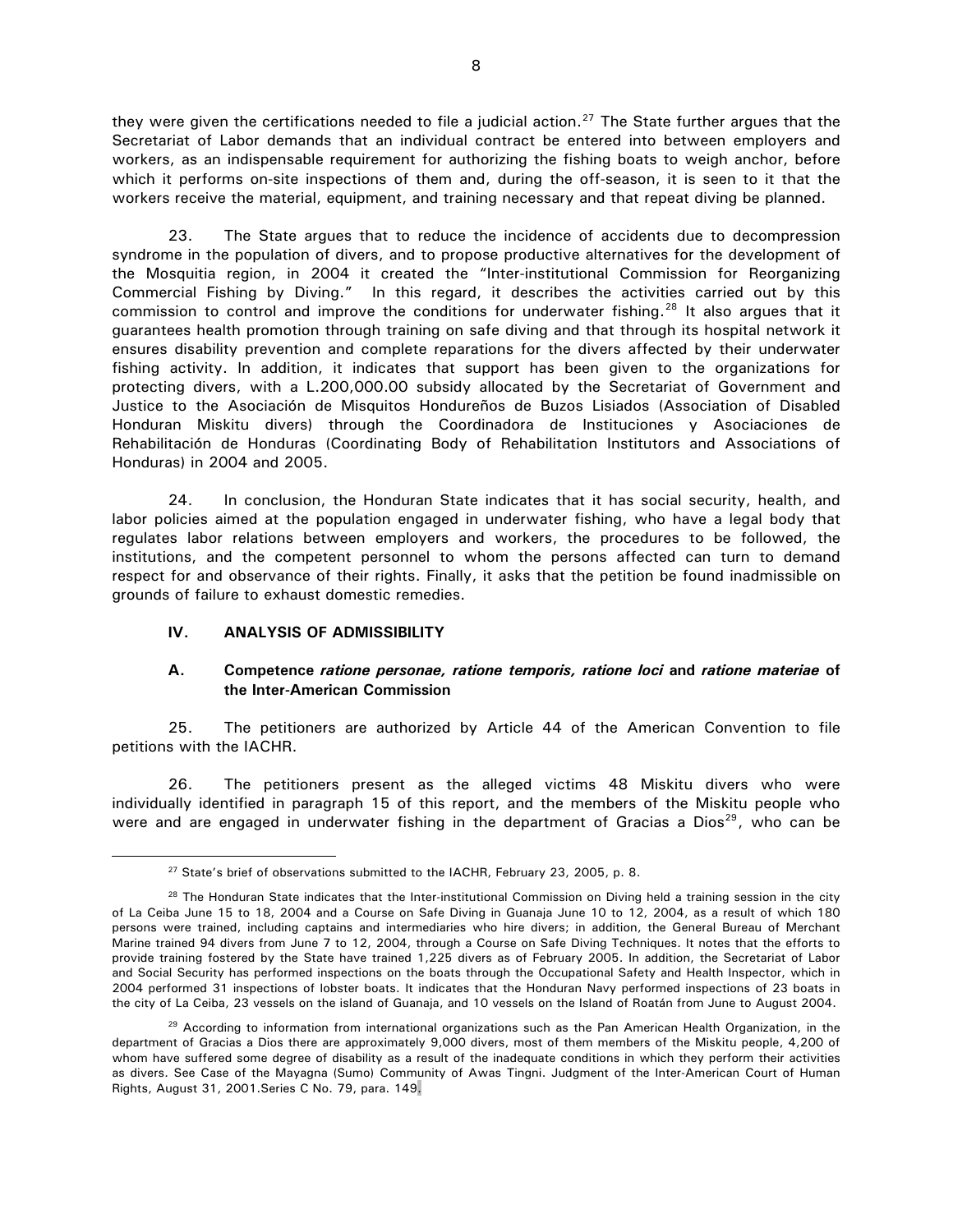they were given the certifications needed to file a judicial action.[27] The State further argues that the Secretariat of Labor demands that an individual contract be entered into between employers and workers, as an indispensable requirement for authorizing the fishing boats to weigh anchor, before which it performs on-site inspections of them and, during the off-season, it is seen to it that the workers receive the material, equipment, and training necessary and that repeat diving be planned.

23. The State argues that to reduce the incidence of accidents due to decompression syndrome in the population of divers, and to propose productive alternatives for the development of the Mosquitia region, in 2004 it created the "Inter-institutional Commission for Reorganizing Commercial Fishing by Diving." In this regard, it describes the activities carried out by this commission to control and improve the conditions for underwater fishing.[28] It also argues that it guarantees health promotion through training on safe diving and that through its hospital network it ensures disability prevention and complete reparations for the divers affected by their underwater fishing activity. In addition, it indicates that support has been given to the organizations for protecting divers, with a L.200,000.00 subsidy allocated by the Secretariat of Government and Justice to the Asociación de Misquitos Hondureños de Buzos Lisiados (Association of Disabled Honduran Miskitu divers) through the Coordinadora de Instituciones y Asociaciones de Rehabilitación de Honduras (Coordinating Body of Rehabilitation Institutors and Associations of Honduras) in 2004 and 2005.

24. In conclusion, the Honduran State indicates that it has social security, health, and labor policies aimed at the population engaged in underwater fishing, who have a legal body that regulates labor relations between employers and workers, the procedures to be followed, the institutions, and the competent personnel to whom the persons affected can turn to demand respect for and observance of their rights. Finally, it asks that the petition be found inadmissible on grounds of failure to exhaust domestic remedies.

## IV. ANALYSIS OF ADMISSIBILITY

### A. Competence *ratione personae, ratione temporis, ratione loci* and *ratione materiae* of the Inter-American Commission

25. The petitioners are authorized by Article 44 of the American Convention to file petitions with the IACHR.

26. The petitioners present as the alleged victims 48 Miskitu divers who were individually identified in paragraph 15 of this report, and the members of the Miskitu people who were and are engaged in underwater fishing in the department of Gracias a Dios[29], who can be

---

[27] State's brief of observations submitted to the IACHR, February 23, 2005, p. 8.

[28] The Honduran State indicates that the Inter-institutional Commission on Diving held a training session in the city of La Ceiba June 15 to 18, 2004 and a Course on Safe Diving in Guanaja June 10 to 12, 2004, as a result of which 180 persons were trained, including captains and intermediaries who hire divers; in addition, the General Bureau of Merchant Marine trained 94 divers from June 7 to 12, 2004, through a Course on Safe Diving Techniques. It notes that the efforts to provide training fostered by the State have trained 1,225 divers as of February 2005. In addition, the Secretariat of Labor and Social Security has performed inspections on the boats through the Occupational Safety and Health Inspector, which in 2004 performed 31 inspections of lobster boats. It indicates that the Honduran Navy performed inspections of 23 boats in the city of La Ceiba, 23 vessels on the island of Guanaja, and 10 vessels on the Island of Roatán from June to August 2004.

[29] According to information from international organizations such as the Pan American Health Organization, in the department of Gracias a Dios there are approximately 9,000 divers, most of them members of the Miskitu people, 4,200 of whom have suffered some degree of disability as a result of the inadequate conditions in which they perform their activities as divers. See Case of the Mayagna (Sumo) Community of Awas Tingni. Judgment of the Inter-American Court of Human Rights, August 31, 2001.Series C No. 79, para. 149.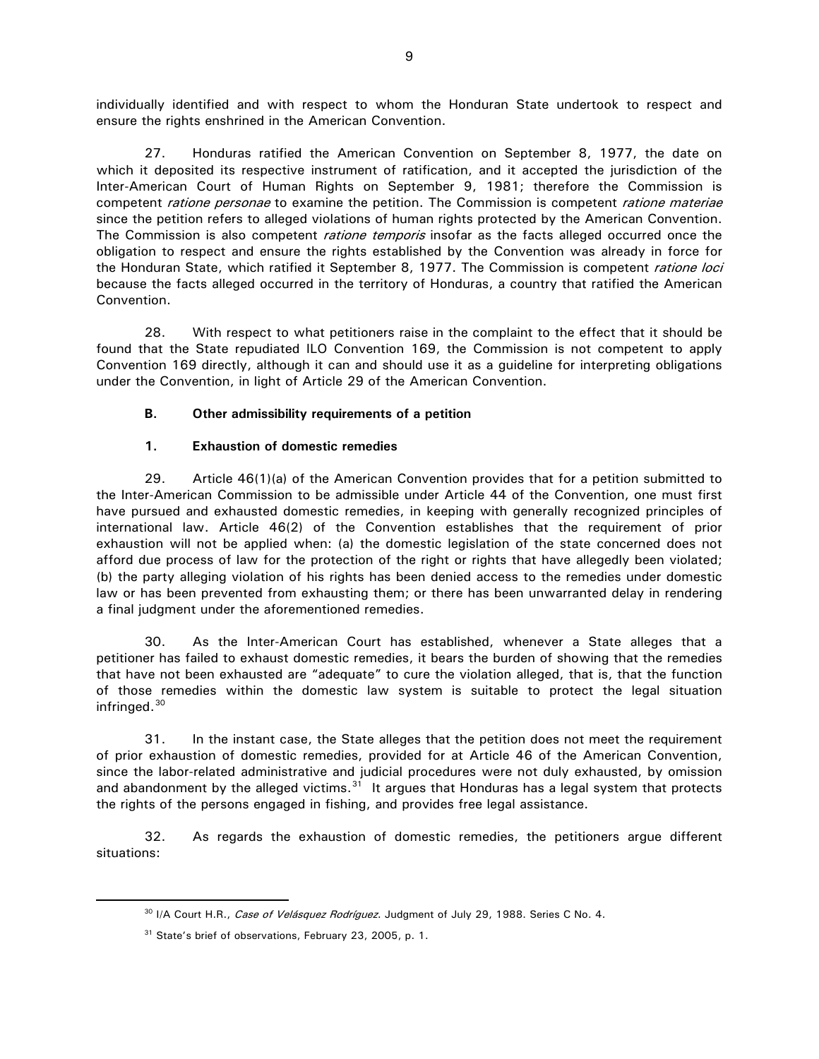individually identified and with respect to whom the Honduran State undertook to respect and ensure the rights enshrined in the American Convention.

27. Honduras ratified the American Convention on September 8, 1977, the date on which it deposited its respective instrument of ratification, and it accepted the jurisdiction of the Inter-American Court of Human Rights on September 9, 1981; therefore the Commission is competent *ratione personae* to examine the petition. The Commission is competent *ratione materiae* since the petition refers to alleged violations of human rights protected by the American Convention. The Commission is also competent *ratione temporis* insofar as the facts alleged occurred once the obligation to respect and ensure the rights established by the Convention was already in force for the Honduran State, which ratified it September 8, 1977. The Commission is competent *ratione loci* because the facts alleged occurred in the territory of Honduras, a country that ratified the American Convention.

28. With respect to what petitioners raise in the complaint to the effect that it should be found that the State repudiated ILO Convention 169, the Commission is not competent to apply Convention 169 directly, although it can and should use it as a guideline for interpreting obligations under the Convention, in light of Article 29 of the American Convention.

### B. Other admissibility requirements of a petition

#### 1. Exhaustion of domestic remedies

29. Article 46(1)(a) of the American Convention provides that for a petition submitted to the Inter-American Commission to be admissible under Article 44 of the Convention, one must first have pursued and exhausted domestic remedies, in keeping with generally recognized principles of international law. Article 46(2) of the Convention establishes that the requirement of prior exhaustion will not be applied when: (a) the domestic legislation of the state concerned does not afford due process of law for the protection of the right or rights that have allegedly been violated; (b) the party alleging violation of his rights has been denied access to the remedies under domestic law or has been prevented from exhausting them; or there has been unwarranted delay in rendering a final judgment under the aforementioned remedies.

30. As the Inter-American Court has established, whenever a State alleges that a petitioner has failed to exhaust domestic remedies, it bears the burden of showing that the remedies that have not been exhausted are "adequate" to cure the violation alleged, that is, that the function of those remedies within the domestic law system is suitable to protect the legal situation infringed.[30]

31. In the instant case, the State alleges that the petition does not meet the requirement of prior exhaustion of domestic remedies, provided for at Article 46 of the American Convention, since the labor-related administrative and judicial procedures were not duly exhausted, by omission and abandonment by the alleged victims.[31] It argues that Honduras has a legal system that protects the rights of the persons engaged in fishing, and provides free legal assistance.

32. As regards the exhaustion of domestic remedies, the petitioners argue different situations:

---

[30] I/A Court H.R., *Case of Velásquez Rodríguez*. Judgment of July 29, 1988. Series C No. 4.

[31] State's brief of observations, February 23, 2005, p. 1.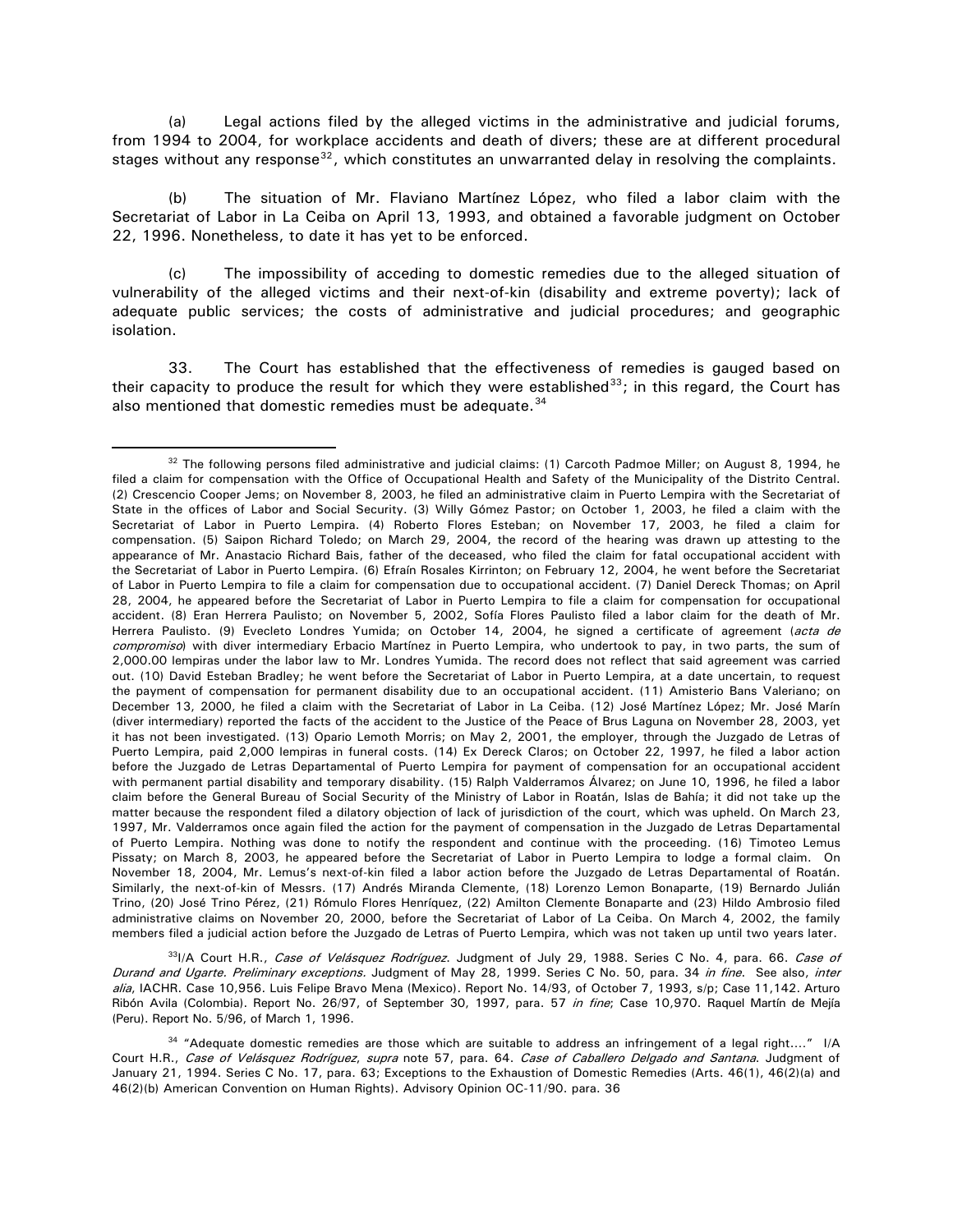(a) Legal actions filed by the alleged victims in the administrative and judicial forums, from 1994 to 2004, for workplace accidents and death of divers; these are at different procedural stages without any response[32], which constitutes an unwarranted delay in resolving the complaints.

(b) The situation of Mr. Flaviano Martínez López, who filed a labor claim with the Secretariat of Labor in La Ceiba on April 13, 1993, and obtained a favorable judgment on October 22, 1996. Nonetheless, to date it has yet to be enforced.

(c) The impossibility of acceding to domestic remedies due to the alleged situation of vulnerability of the alleged victims and their next-of-kin (disability and extreme poverty); lack of adequate public services; the costs of administrative and judicial procedures; and geographic isolation.

33. The Court has established that the effectiveness of remedies is gauged based on their capacity to produce the result for which they were established[33]; in this regard, the Court has also mentioned that domestic remedies must be adequate.[34]

---

[32] The following persons filed administrative and judicial claims: (1) Carcoth Padmoe Miller; on August 8, 1994, he filed a claim for compensation with the Office of Occupational Health and Safety of the Municipality of the Distrito Central. (2) Crescencio Cooper Jems; on November 8, 2003, he filed an administrative claim in Puerto Lempira with the Secretariat of State in the offices of Labor and Social Security. (3) Willy Gómez Pastor; on October 1, 2003, he filed a claim with the Secretariat of Labor in Puerto Lempira. (4) Roberto Flores Esteban; on November 17, 2003, he filed a claim for compensation. (5) Saipon Richard Toledo; on March 29, 2004, the record of the hearing was drawn up attesting to the appearance of Mr. Anastacio Richard Bais, father of the deceased, who filed the claim for fatal occupational accident with the Secretariat of Labor in Puerto Lempira. (6) Efraín Rosales Kirrinton; on February 12, 2004, he went before the Secretariat of Labor in Puerto Lempira to file a claim for compensation due to occupational accident. (7) Daniel Dereck Thomas; on April 28, 2004, he appeared before the Secretariat of Labor in Puerto Lempira to file a claim for compensation for occupational accident. (8) Eran Herrera Paulisto; on November 5, 2002, Sofía Flores Paulisto filed a labor claim for the death of Mr. Herrera Paulisto. (9) Evecleto Londres Yumida; on October 14, 2004, he signed a certificate of agreement (*acta de compromiso*) with diver intermediary Erbacio Martínez in Puerto Lempira, who undertook to pay, in two parts, the sum of 2,000.00 lempiras under the labor law to Mr. Londres Yumida. The record does not reflect that said agreement was carried out. (10) David Esteban Bradley; he went before the Secretariat of Labor in Puerto Lempira, at a date uncertain, to request the payment of compensation for permanent disability due to an occupational accident. (11) Amisterio Bans Valeriano; on December 13, 2000, he filed a claim with the Secretariat of Labor in La Ceiba. (12) José Martínez López; Mr. José Marín (diver intermediary) reported the facts of the accident to the Justice of the Peace of Brus Laguna on November 28, 2003, yet it has not been investigated. (13) Opario Lemoth Morris; on May 2, 2001, the employer, through the Juzgado de Letras of Puerto Lempira, paid 2,000 lempiras in funeral costs. (14) Ex Dereck Claros; on October 22, 1997, he filed a labor action before the Juzgado de Letras Departamental of Puerto Lempira for payment of compensation for an occupational accident with permanent partial disability and temporary disability. (15) Ralph Valderramos Álvarez; on June 10, 1996, he filed a labor claim before the General Bureau of Social Security of the Ministry of Labor in Roatán, Islas de Bahía; it did not take up the matter because the respondent filed a dilatory objection of lack of jurisdiction of the court, which was upheld. On March 23, 1997, Mr. Valderramos once again filed the action for the payment of compensation in the Juzgado de Letras Departamental of Puerto Lempira. Nothing was done to notify the respondent and continue with the proceeding. (16) Timoteo Lemus Pissaty; on March 8, 2003, he appeared before the Secretariat of Labor in Puerto Lempira to lodge a formal claim. On November 18, 2004, Mr. Lemus's next-of-kin filed a labor action before the Juzgado de Letras Departamental of Roatán. Similarly, the next-of-kin of Messrs. (17) Andrés Miranda Clemente, (18) Lorenzo Lemon Bonaparte, (19) Bernardo Julián Trino, (20) José Trino Pérez, (21) Rómulo Flores Henríquez, (22) Amilton Clemente Bonaparte and (23) Hildo Ambrosio filed administrative claims on November 20, 2000, before the Secretariat of Labor of La Ceiba. On March 4, 2002, the family members filed a judicial action before the Juzgado de Letras of Puerto Lempira, which was not taken up until two years later.

[33] I/A Court H.R., *Case of Velásquez Rodríguez*. Judgment of July 29, 1988. Series C No. 4, para. 66. *Case of Durand and Ugarte. Preliminary exceptions.* Judgment of May 28, 1999. Series C No. 50, para. 34 *in fine*. See also, *inter alia*, IACHR. Case 10,956. Luis Felipe Bravo Mena (Mexico). Report No. 14/93, of October 7, 1993, s/p; Case 11,142. Arturo Ribón Avila (Colombia). Report No. 26/97, of September 30, 1997, para. 57 *in fine*; Case 10,970. Raquel Martín de Mejía (Peru). Report No. 5/96, of March 1, 1996.

[34] "Adequate domestic remedies are those which are suitable to address an infringement of a legal right...." I/A Court H.R., *Case of Velásquez Rodríguez*, *supra* note 57, para. 64. *Case of Caballero Delgado and Santana*. Judgment of January 21, 1994. Series C No. 17, para. 63; Exceptions to the Exhaustion of Domestic Remedies (Arts. 46(1), 46(2)(a) and 46(2)(b) American Convention on Human Rights). Advisory Opinion OC-11/90. para. 36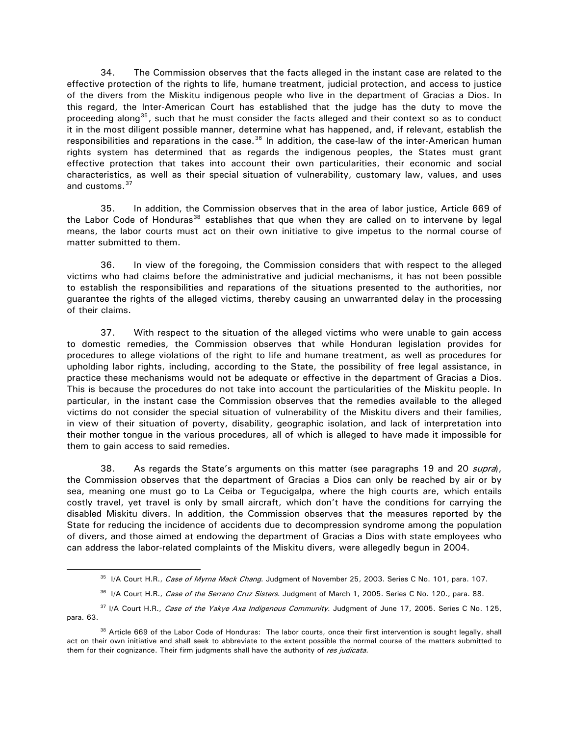34. The Commission observes that the facts alleged in the instant case are related to the effective protection of the rights to life, humane treatment, judicial protection, and access to justice of the divers from the Miskitu indigenous people who live in the department of Gracias a Dios. In this regard, the Inter-American Court has established that the judge has the duty to move the proceeding along[35], such that he must consider the facts alleged and their context so as to conduct it in the most diligent possible manner, determine what has happened, and, if relevant, establish the responsibilities and reparations in the case.[36] In addition, the case-law of the inter-American human rights system has determined that as regards the indigenous peoples, the States must grant effective protection that takes into account their own particularities, their economic and social characteristics, as well as their special situation of vulnerability, customary law, values, and uses and customs.[37]

35. In addition, the Commission observes that in the area of labor justice, Article 669 of the Labor Code of Honduras[38] establishes that que when they are called on to intervene by legal means, the labor courts must act on their own initiative to give impetus to the normal course of matter submitted to them.

36. In view of the foregoing, the Commission considers that with respect to the alleged victims who had claims before the administrative and judicial mechanisms, it has not been possible to establish the responsibilities and reparations of the situations presented to the authorities, nor guarantee the rights of the alleged victims, thereby causing an unwarranted delay in the processing of their claims.

37. With respect to the situation of the alleged victims who were unable to gain access to domestic remedies, the Commission observes that while Honduran legislation provides for procedures to allege violations of the right to life and humane treatment, as well as procedures for upholding labor rights, including, according to the State, the possibility of free legal assistance, in practice these mechanisms would not be adequate or effective in the department of Gracias a Dios. This is because the procedures do not take into account the particularities of the Miskitu people. In particular, in the instant case the Commission observes that the remedies available to the alleged victims do not consider the special situation of vulnerability of the Miskitu divers and their families, in view of their situation of poverty, disability, geographic isolation, and lack of interpretation into their mother tongue in the various procedures, all of which is alleged to have made it impossible for them to gain access to said remedies.

38. As regards the State's arguments on this matter (see paragraphs 19 and 20 *supra*), the Commission observes that the department of Gracias a Dios can only be reached by air or by sea, meaning one must go to La Ceiba or Tegucigalpa, where the high courts are, which entails costly travel, yet travel is only by small aircraft, which don't have the conditions for carrying the disabled Miskitu divers. In addition, the Commission observes that the measures reported by the State for reducing the incidence of accidents due to decompression syndrome among the population of divers, and those aimed at endowing the department of Gracias a Dios with state employees who can address the labor-related complaints of the Miskitu divers, were allegedly begun in 2004.

---

[35] I/A Court H.R., *Case of Myrna Mack Chang*. Judgment of November 25, 2003. Series C No. 101, para. 107.

[36] I/A Court H.R., *Case of the Serrano Cruz Sisters*. Judgment of March 1, 2005. Series C No. 120., para. 88.

[37] I/A Court H.R., *Case of the Yakye Axa Indigenous Community*. Judgment of June 17, 2005. Series C No. 125, para. 63.

[38] Article 669 of the Labor Code of Honduras: The labor courts, once their first intervention is sought legally, shall act on their own initiative and shall seek to abbreviate to the extent possible the normal course of the matters submitted to them for their cognizance. Their firm judgments shall have the authority of *res judicata*.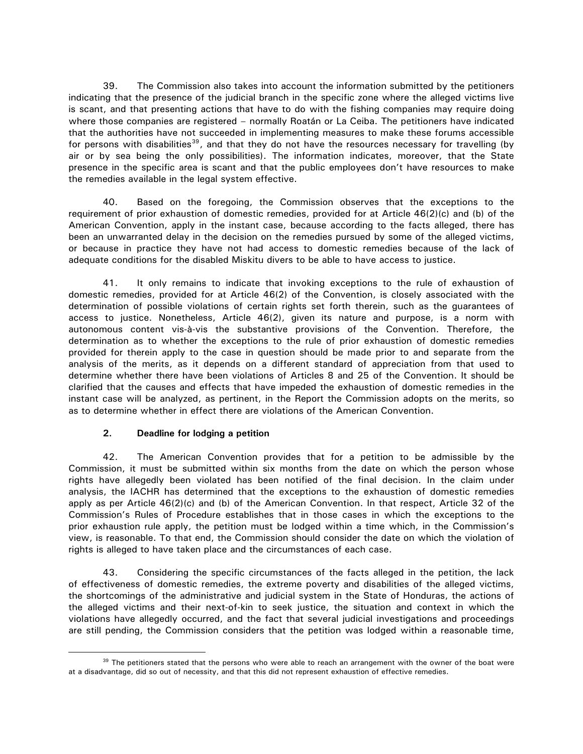39. The Commission also takes into account the information submitted by the petitioners indicating that the presence of the judicial branch in the specific zone where the alleged victims live is scant, and that presenting actions that have to do with the fishing companies may require doing where those companies are registered – normally Roatán or La Ceiba. The petitioners have indicated that the authorities have not succeeded in implementing measures to make these forums accessible for persons with disabilities[39], and that they do not have the resources necessary for travelling (by air or by sea being the only possibilities). The information indicates, moreover, that the State presence in the specific area is scant and that the public employees don't have resources to make the remedies available in the legal system effective.

40. Based on the foregoing, the Commission observes that the exceptions to the requirement of prior exhaustion of domestic remedies, provided for at Article 46(2)(c) and (b) of the American Convention, apply in the instant case, because according to the facts alleged, there has been an unwarranted delay in the decision on the remedies pursued by some of the alleged victims, or because in practice they have not had access to domestic remedies because of the lack of adequate conditions for the disabled Miskitu divers to be able to have access to justice.

41. It only remains to indicate that invoking exceptions to the rule of exhaustion of domestic remedies, provided for at Article 46(2) of the Convention, is closely associated with the determination of possible violations of certain rights set forth therein, such as the guarantees of access to justice. Nonetheless, Article 46(2), given its nature and purpose, is a norm with autonomous content vis-à-vis the substantive provisions of the Convention. Therefore, the determination as to whether the exceptions to the rule of prior exhaustion of domestic remedies provided for therein apply to the case in question should be made prior to and separate from the analysis of the merits, as it depends on a different standard of appreciation from that used to determine whether there have been violations of Articles 8 and 25 of the Convention. It should be clarified that the causes and effects that have impeded the exhaustion of domestic remedies in the instant case will be analyzed, as pertinent, in the Report the Commission adopts on the merits, so as to determine whether in effect there are violations of the American Convention.

### 2. Deadline for lodging a petition

42. The American Convention provides that for a petition to be admissible by the Commission, it must be submitted within six months from the date on which the person whose rights have allegedly been violated has been notified of the final decision. In the claim under analysis, the IACHR has determined that the exceptions to the exhaustion of domestic remedies apply as per Article 46(2)(c) and (b) of the American Convention. In that respect, Article 32 of the Commission's Rules of Procedure establishes that in those cases in which the exceptions to the prior exhaustion rule apply, the petition must be lodged within a time which, in the Commission's view, is reasonable. To that end, the Commission should consider the date on which the violation of rights is alleged to have taken place and the circumstances of each case.

43. Considering the specific circumstances of the facts alleged in the petition, the lack of effectiveness of domestic remedies, the extreme poverty and disabilities of the alleged victims, the shortcomings of the administrative and judicial system in the State of Honduras, the actions of the alleged victims and their next-of-kin to seek justice, the situation and context in which the violations have allegedly occurred, and the fact that several judicial investigations and proceedings are still pending, the Commission considers that the petition was lodged within a reasonable time,

---

[39] The petitioners stated that the persons who were able to reach an arrangement with the owner of the boat were at a disadvantage, did so out of necessity, and that this did not represent exhaustion of effective remedies.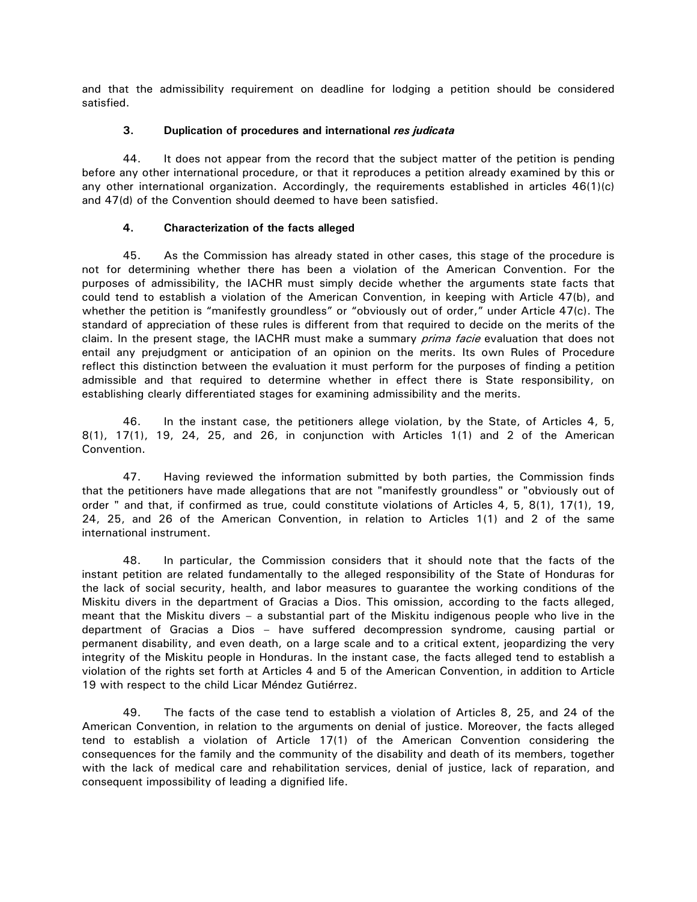and that the admissibility requirement on deadline for lodging a petition should be considered satisfied.

### 3. Duplication of procedures and international *res judicata*

44. It does not appear from the record that the subject matter of the petition is pending before any other international procedure, or that it reproduces a petition already examined by this or any other international organization. Accordingly, the requirements established in articles 46(1)(c) and 47(d) of the Convention should deemed to have been satisfied.

### 4. Characterization of the facts alleged

45. As the Commission has already stated in other cases, this stage of the procedure is not for determining whether there has been a violation of the American Convention. For the purposes of admissibility, the IACHR must simply decide whether the arguments state facts that could tend to establish a violation of the American Convention, in keeping with Article 47(b), and whether the petition is "manifestly groundless" or "obviously out of order," under Article 47(c). The standard of appreciation of these rules is different from that required to decide on the merits of the claim. In the present stage, the IACHR must make a summary *prima facie* evaluation that does not entail any prejudgment or anticipation of an opinion on the merits. Its own Rules of Procedure reflect this distinction between the evaluation it must perform for the purposes of finding a petition admissible and that required to determine whether in effect there is State responsibility, on establishing clearly differentiated stages for examining admissibility and the merits.

46. In the instant case, the petitioners allege violation, by the State, of Articles 4, 5, 8(1), 17(1), 19, 24, 25, and 26, in conjunction with Articles 1(1) and 2 of the American Convention.

47. Having reviewed the information submitted by both parties, the Commission finds that the petitioners have made allegations that are not "manifestly groundless" or "obviously out of order " and that, if confirmed as true, could constitute violations of Articles 4, 5, 8(1), 17(1), 19, 24, 25, and 26 of the American Convention, in relation to Articles 1(1) and 2 of the same international instrument.

48. In particular, the Commission considers that it should note that the facts of the instant petition are related fundamentally to the alleged responsibility of the State of Honduras for the lack of social security, health, and labor measures to guarantee the working conditions of the Miskitu divers in the department of Gracias a Dios. This omission, according to the facts alleged, meant that the Miskitu divers – a substantial part of the Miskitu indigenous people who live in the department of Gracias a Dios – have suffered decompression syndrome, causing partial or permanent disability, and even death, on a large scale and to a critical extent, jeopardizing the very integrity of the Miskitu people in Honduras. In the instant case, the facts alleged tend to establish a violation of the rights set forth at Articles 4 and 5 of the American Convention, in addition to Article 19 with respect to the child Licar Méndez Gutiérrez.

49. The facts of the case tend to establish a violation of Articles 8, 25, and 24 of the American Convention, in relation to the arguments on denial of justice. Moreover, the facts alleged tend to establish a violation of Article 17(1) of the American Convention considering the consequences for the family and the community of the disability and death of its members, together with the lack of medical care and rehabilitation services, denial of justice, lack of reparation, and consequent impossibility of leading a dignified life.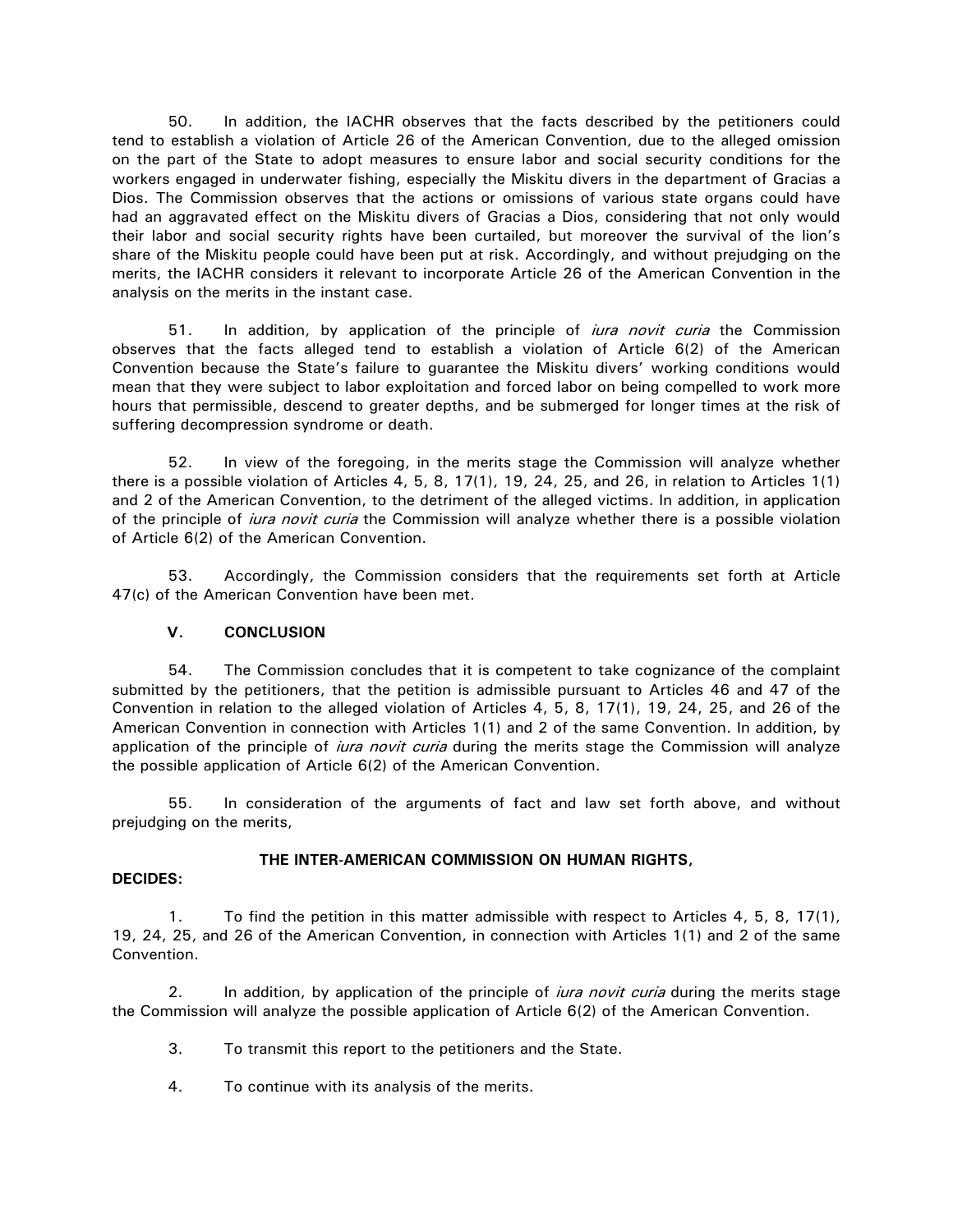50. In addition, the IACHR observes that the facts described by the petitioners could tend to establish a violation of Article 26 of the American Convention, due to the alleged omission on the part of the State to adopt measures to ensure labor and social security conditions for the workers engaged in underwater fishing, especially the Miskitu divers in the department of Gracias a Dios. The Commission observes that the actions or omissions of various state organs could have had an aggravated effect on the Miskitu divers of Gracias a Dios, considering that not only would their labor and social security rights have been curtailed, but moreover the survival of the lion's share of the Miskitu people could have been put at risk. Accordingly, and without prejudging on the merits, the IACHR considers it relevant to incorporate Article 26 of the American Convention in the analysis on the merits in the instant case.

51. In addition, by application of the principle of *iura novit curia* the Commission observes that the facts alleged tend to establish a violation of Article 6(2) of the American Convention because the State's failure to guarantee the Miskitu divers' working conditions would mean that they were subject to labor exploitation and forced labor on being compelled to work more hours that permissible, descend to greater depths, and be submerged for longer times at the risk of suffering decompression syndrome or death.

52. In view of the foregoing, in the merits stage the Commission will analyze whether there is a possible violation of Articles 4, 5, 8, 17(1), 19, 24, 25, and 26, in relation to Articles 1(1) and 2 of the American Convention, to the detriment of the alleged victims. In addition, in application of the principle of *iura novit curia* the Commission will analyze whether there is a possible violation of Article 6(2) of the American Convention.

53. Accordingly, the Commission considers that the requirements set forth at Article 47(c) of the American Convention have been met.

## V. CONCLUSION

54. The Commission concludes that it is competent to take cognizance of the complaint submitted by the petitioners, that the petition is admissible pursuant to Articles 46 and 47 of the Convention in relation to the alleged violation of Articles 4, 5, 8, 17(1), 19, 24, 25, and 26 of the American Convention in connection with Articles 1(1) and 2 of the same Convention. In addition, by application of the principle of *iura novit curia* during the merits stage the Commission will analyze the possible application of Article 6(2) of the American Convention.

55. In consideration of the arguments of fact and law set forth above, and without prejudging on the merits,

**THE INTER-AMERICAN COMMISSION ON HUMAN RIGHTS,**

**DECIDES:**

1. To find the petition in this matter admissible with respect to Articles 4, 5, 8, 17(1), 19, 24, 25, and 26 of the American Convention, in connection with Articles 1(1) and 2 of the same Convention.

2. In addition, by application of the principle of *iura novit curia* during the merits stage the Commission will analyze the possible application of Article 6(2) of the American Convention.

3. To transmit this report to the petitioners and the State.

4. To continue with its analysis of the merits.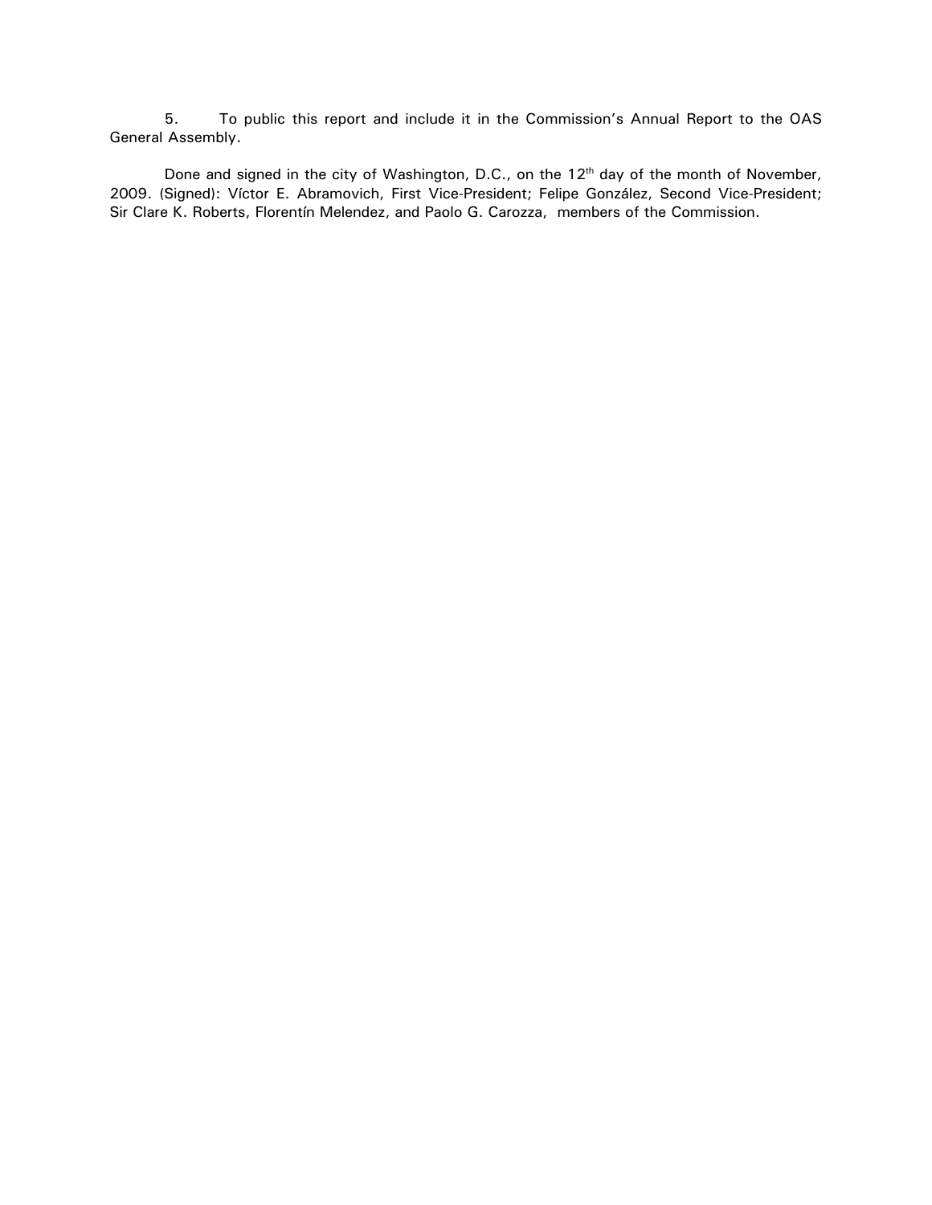5. To public this report and include it in the Commission's Annual Report to the OAS General Assembly.

Done and signed in the city of Washington, D.C., on the 12th day of the month of November, 2009. (Signed): Víctor E. Abramovich, First Vice-President; Felipe González, Second Vice-President; Sir Clare K. Roberts, Florentín Melendez, and Paolo G. Carozza, members of the Commission.